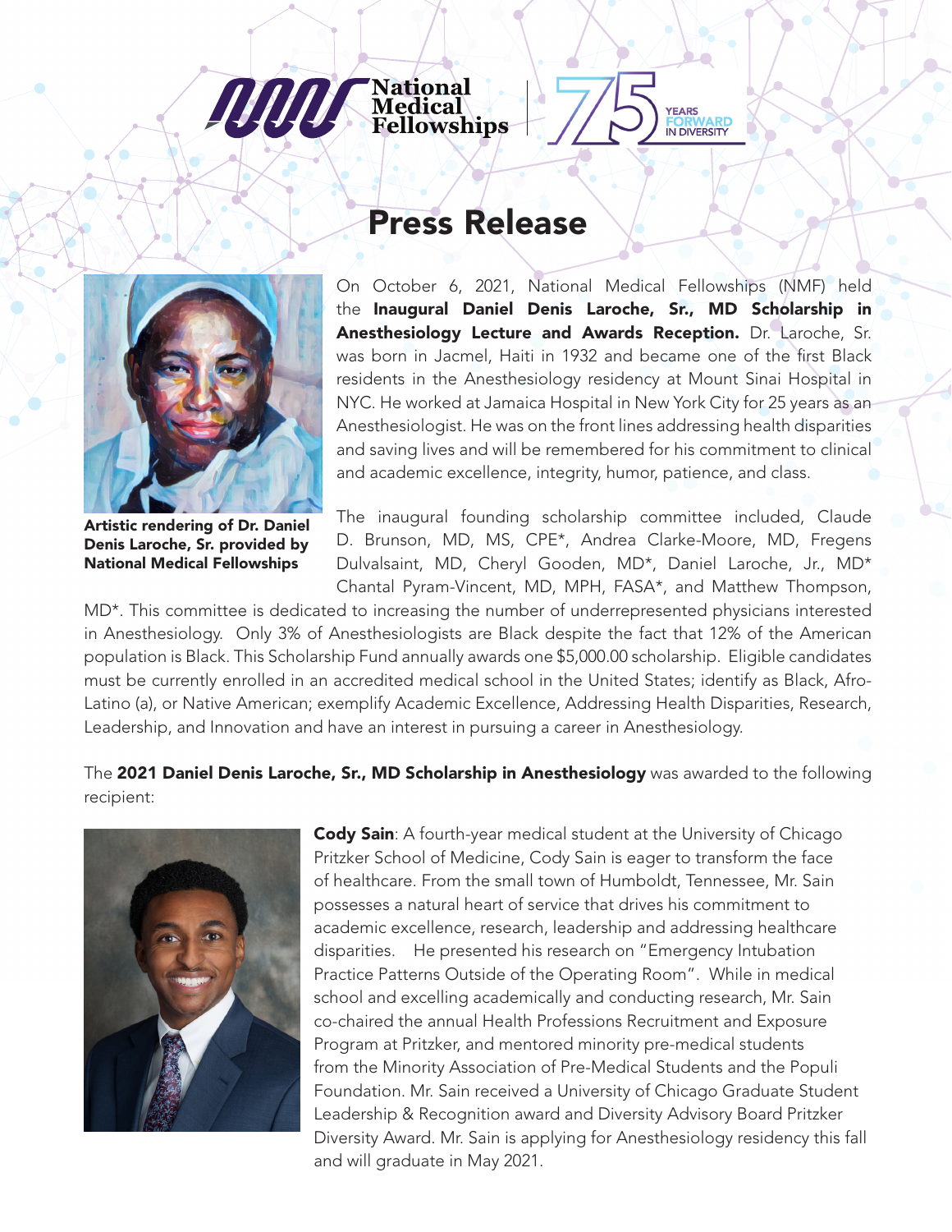National Medical Fellowships | 75 YEARS FORWARD IN DIVERSITY

# Press Release

On October 6, 2021, National Medical Fellowships (NMF) held the **Inaugural Daniel Denis Laroche, Sr., MD Scholarship in Anesthesiology Lecture and Awards Reception.** Dr. Laroche, Sr. was born in Jacmel, Haiti in 1932 and became one of the first Black residents in the Anesthesiology residency at Mount Sinai Hospital in NYC. He worked at Jamaica Hospital in New York City for 25 years as an Anesthesiologist. He was on the front lines addressing health disparities and saving lives and will be remembered for his commitment to clinical and academic excellence, integrity, humor, patience, and class.

**Artistic rendering of Dr. Daniel Denis Laroche, Sr. provided by National Medical Fellowships**

The inaugural founding scholarship committee included, Claude D. Brunson, MD, MS, CPE*, Andrea Clarke-Moore, MD, Fregens Dulvalsaint, MD, Cheryl Gooden, MD*, Daniel Laroche, Jr., MD* Chantal Pyram-Vincent, MD, MPH, FASA*, and Matthew Thompson, MD*. This committee is dedicated to increasing the number of underrepresented physicians interested in Anesthesiology. Only 3% of Anesthesiologists are Black despite the fact that 12% of the American population is Black. This Scholarship Fund annually awards one $5,000.00 scholarship. Eligible candidates must be currently enrolled in an accredited medical school in the United States; identify as Black, Afro-Latino (a), or Native American; exemplify Academic Excellence, Addressing Health Disparities, Research, Leadership, and Innovation and have an interest in pursuing a career in Anesthesiology.

The **2021 Daniel Denis Laroche, Sr., MD Scholarship in Anesthesiology** was awarded to the following recipient:

**Cody Sain**: A fourth-year medical student at the University of Chicago Pritzker School of Medicine, Cody Sain is eager to transform the face of healthcare. From the small town of Humboldt, Tennessee, Mr. Sain possesses a natural heart of service that drives his commitment to academic excellence, research, leadership and addressing healthcare disparities. He presented his research on "Emergency Intubation Practice Patterns Outside of the Operating Room". While in medical school and excelling academically and conducting research, Mr. Sain co-chaired the annual Health Professions Recruitment and Exposure Program at Pritzker, and mentored minority pre-medical students from the Minority Association of Pre-Medical Students and the Populi Foundation. Mr. Sain received a University of Chicago Graduate Student Leadership & Recognition award and Diversity Advisory Board Pritzker Diversity Award. Mr. Sain is applying for Anesthesiology residency this fall and will graduate in May 2021.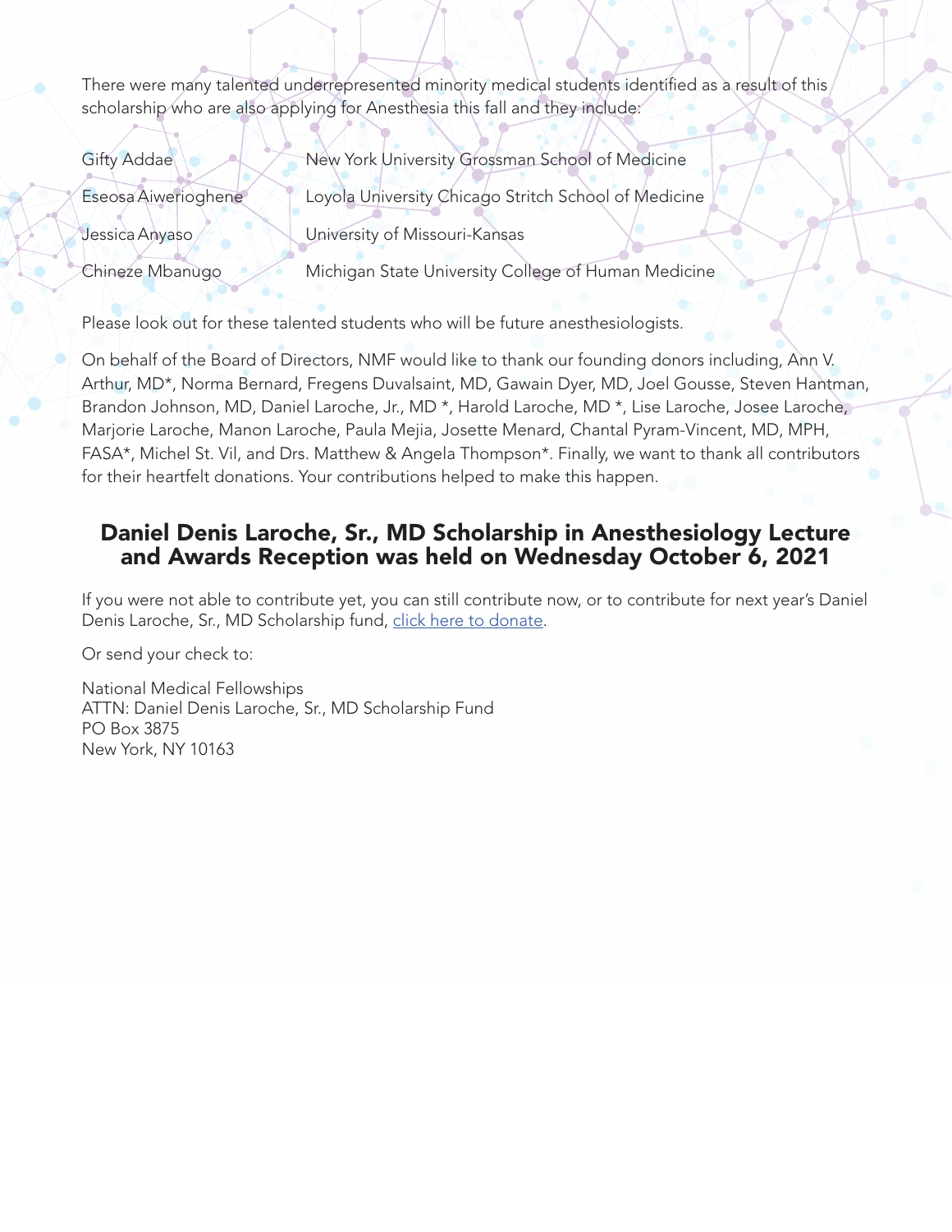There were many talented underrepresented minority medical students identified as a result of this scholarship who are also applying for Anesthesia this fall and they include:

| | |
|---|---|
| Gifty Addae | New York University Grossman School of Medicine |
| Eseosa Aiwerioghene | Loyola University Chicago Stritch School of Medicine |
| Jessica Anyaso | University of Missouri-Kansas |
| Chineze Mbanugo | Michigan State University College of Human Medicine |

Please look out for these talented students who will be future anesthesiologists.

On behalf of the Board of Directors, NMF would like to thank our founding donors including, Ann V. Arthur, MD*, Norma Bernard, Fregens Duvalsaint, MD, Gawain Dyer, MD, Joel Gousse, Steven Hantman, Brandon Johnson, MD, Daniel Laroche, Jr., MD *, Harold Laroche, MD *, Lise Laroche, Josee Laroche, Marjorie Laroche, Manon Laroche, Paula Mejia, Josette Menard, Chantal Pyram-Vincent, MD, MPH, FASA*, Michel St. Vil, and Drs. Matthew & Angela Thompson*. Finally, we want to thank all contributors for their heartfelt donations. Your contributions helped to make this happen.

## Daniel Denis Laroche, Sr., MD Scholarship in Anesthesiology Lecture and Awards Reception was held on Wednesday October 6, 2021

If you were not able to contribute yet, you can still contribute now, or to contribute for next year's Daniel Denis Laroche, Sr., MD Scholarship fund, click here to donate.

Or send your check to:

National Medical Fellowships
ATTN: Daniel Denis Laroche, Sr., MD Scholarship Fund
PO Box 3875
New York, NY 10163